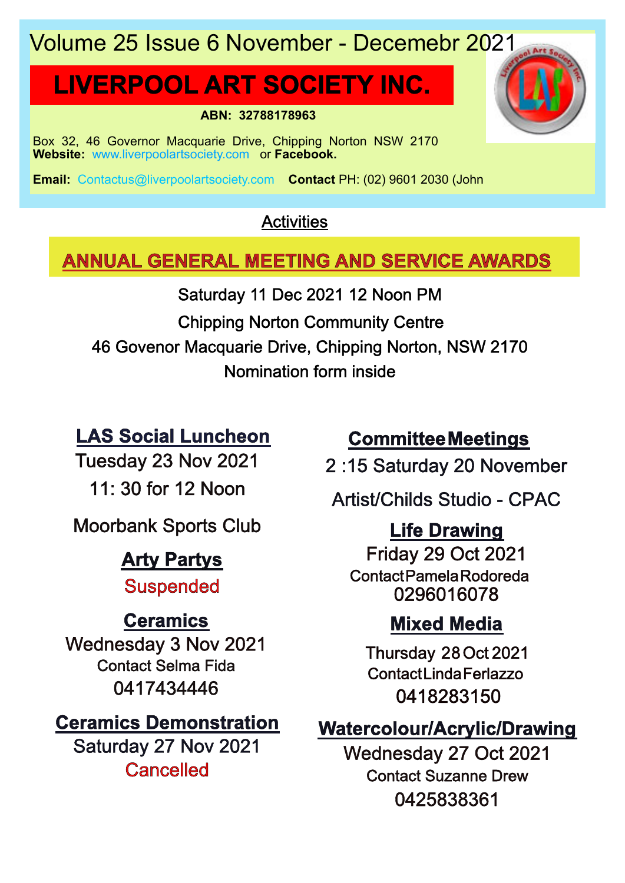Volume 25 Issue 6 November - Decemebr 2021

# LIVERPOOL ART SOCIETY INC.

**ABN: 32788178963**

Box 32, 46 Governor Macquarie Drive, Chipping Norton NSW 2170
**Website:** www.liverpoolartsociety.com or **Facebook.**

**Email:** Contactus@liverpoolartsociety.com **Contact** PH: (02) 9601 2030 (John

## Activities

## ANNUAL GENERAL MEETING AND SERVICE AWARDS

Saturday 11 Dec 2021 12 Noon PM

Chipping Norton Community Centre

46 Govenor Macquarie Drive, Chipping Norton, NSW 2170

Nomination form inside

### LAS Social Luncheon

Tuesday 23 Nov 2021

11: 30 for 12 Noon

Moorbank Sports Club

### Arty Partys

Suspended

### Ceramics

Wednesday 3 Nov 2021

Contact Selma Fida

0417434446

### Ceramics Demonstration

Saturday 27 Nov 2021

Cancelled

### Committee Meetings

2 :15 Saturday 20 November

Artist/Childs Studio - CPAC

### Life Drawing

Friday 29 Oct 2021

Contact Pamela Rodoreda

0296016078

### Mixed Media

Thursday 28 Oct 2021

Contact Linda Ferlazzo

0418283150

### Watercolour/Acrylic/Drawing

Wednesday 27 Oct 2021

Contact Suzanne Drew

0425838361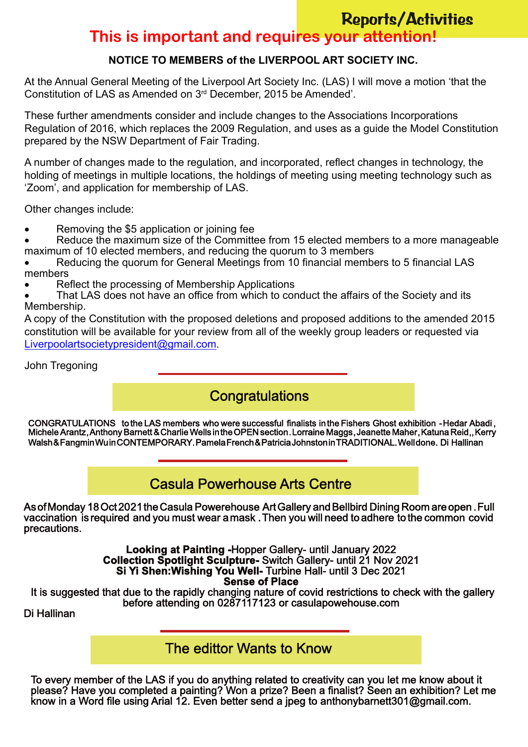# This is important and requires your attention!

**NOTICE TO MEMBERS of the LIVERPOOL ART SOCIETY INC.**

At the Annual General Meeting of the Liverpool Art Society Inc. (LAS) I will move a motion 'that the Constitution of LAS as Amended on 3rd December, 2015 be Amended'.

These further amendments consider and include changes to the Associations Incorporations Regulation of 2016, which replaces the 2009 Regulation, and uses as a guide the Model Constitution prepared by the NSW Department of Fair Trading.

A number of changes made to the regulation, and incorporated, reflect changes in technology, the holding of meetings in multiple locations, the holdings of meeting using meeting technology such as 'Zoom', and application for membership of LAS.

Other changes include:

- Removing the $5 application or joining fee
- Reduce the maximum size of the Committee from 15 elected members to a more manageable maximum of 10 elected members, and reducing the quorum to 3 members
- Reducing the quorum for General Meetings from 10 financial members to 5 financial LAS members
- Reflect the processing of Membership Applications
- That LAS does not have an office from which to conduct the affairs of the Society and its Membership.

A copy of the Constitution with the proposed deletions and proposed additions to the amended 2015 constitution will be available for your review from all of the weekly group leaders or requested via Liverpoolartsocietypresident@gmail.com.

John Tregoning

## Congratulations

CONGRATULATIONS to the LAS members who were successful finalists in the Fishers Ghost exhibition - Hedar Abadi, Michele Arantz, Anthony Barnett & Charlie Wells in the OPEN section. Lorraine Maggs, Jeanette Maher, Katuna Reid,, Kerry Walsh & Fangmin Wu in CONTEMPORARY. Pamela French & Patricia Johnston in TRADITIONAL. Well done. Di Hallinan

## Casula Powerhouse Arts Centre

As of Monday 18 Oct 2021 the Casula Powerehouse Art Gallery and Bellbird Dining Room are open . Full vaccination is required and you must wear a mask . Then you will need to adhere to the common covid precautions.

**Looking at Painting -**Hopper Gallery- until January 2022
**Collection Spotlight Sculpture-** Switch Gallery- until 21 Nov 2021
**Si Yi Shen:Wishing You Well-** Turbine Hall- until 3 Dec 2021
**Sense of Place**
It is suggested that due to the rapidly changing nature of covid restrictions to check with the gallery before attending on 0287117123 or casulapowehouse.com

Di Hallinan

## The edittor Wants to Know

To every member of the LAS if you do anything related to creativity can you let me know about it please? Have you completed a painting? Won a prize? Been a finalist? Seen an exhibition? Let me know in a Word file using Arial 12. Even better send a jpeg to anthonybarnett301@gmail.com.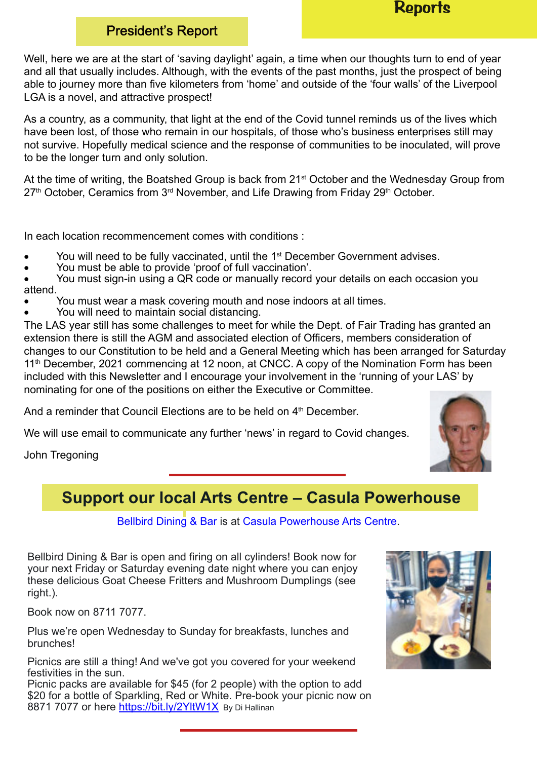# Reports

## President's Report

Well, here we are at the start of 'saving daylight' again, a time when our thoughts turn to end of year and all that usually includes. Although, with the events of the past months, just the prospect of being able to journey more than five kilometers from 'home' and outside of the 'four walls' of the Liverpool LGA is a novel, and attractive prospect!

As a country, as a community, that light at the end of the Covid tunnel reminds us of the lives which have been lost, of those who remain in our hospitals, of those who's business enterprises still may not survive. Hopefully medical science and the response of communities to be inoculated, will prove to be the longer turn and only solution.

At the time of writing, the Boatshed Group is back from 21st October and the Wednesday Group from 27th October, Ceramics from 3rd November, and Life Drawing from Friday 29th October.

In each location recommencement comes with conditions :

- You will need to be fully vaccinated, until the 1st December Government advises.
- You must be able to provide 'proof of full vaccination'.
- You must sign-in using a QR code or manually record your details on each occasion you attend.
- You must wear a mask covering mouth and nose indoors at all times.
- You will need to maintain social distancing.

The LAS year still has some challenges to meet for while the Dept. of Fair Trading has granted an extension there is still the AGM and associated election of Officers, members consideration of changes to our Constitution to be held and a General Meeting which has been arranged for Saturday 11th December, 2021 commencing at 12 noon, at CNCC. A copy of the Nomination Form has been included with this Newsletter and I encourage your involvement in the 'running of your LAS' by nominating for one of the positions on either the Executive or Committee.

And a reminder that Council Elections are to be held on 4th December.

We will use email to communicate any further 'news' in regard to Covid changes.

John Tregoning

## Support our local Arts Centre – Casula Powerhouse

Bellbird Dining & Bar is at Casula Powerhouse Arts Centre.

Bellbird Dining & Bar is open and firing on all cylinders! Book now for your next Friday or Saturday evening date night where you can enjoy these delicious Goat Cheese Fritters and Mushroom Dumplings (see right.).

Book now on 8711 7077.

Plus we're open Wednesday to Sunday for breakfasts, lunches and brunches!

Picnics are still a thing! And we've got you covered for your weekend festivities in the sun.
Picnic packs are available for $45 (for 2 people) with the option to add $20 for a bottle of Sparkling, Red or White. Pre-book your picnic now on 8871 7077 or here https://bit.ly/2YltW1X By Di Hallinan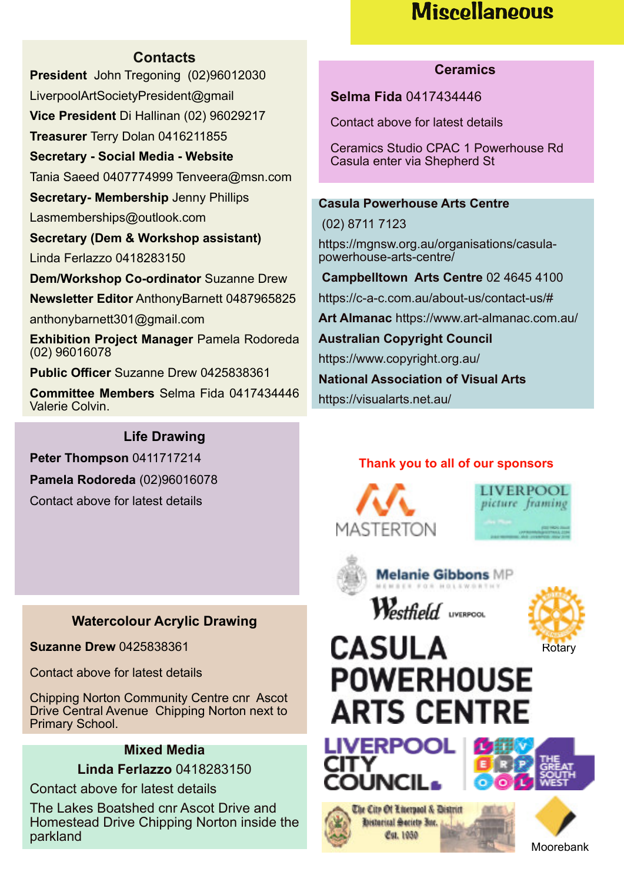# Miscellaneous

## Contacts

**President** John Tregoning (02)96012030

LiverpoolArtSocietyPresident@gmail

**Vice President** Di Hallinan (02) 96029217

**Treasurer** Terry Dolan 0416211855

**Secretary - Social Media - Website**

Tania Saeed 0407774999 Tenveera@msn.com

**Secretary- Membership** Jenny Phillips

Lasmemberships@outlook.com

**Secretary (Dem & Workshop assistant)**

Linda Ferlazzo 0418283150

**Dem/Workshop Co-ordinator** Suzanne Drew

**Newsletter Editor** AnthonyBarnett 0487965825

anthonybarnett301@gmail.com

**Exhibition Project Manager** Pamela Rodoreda (02) 96016078

**Public Officer** Suzanne Drew 0425838361

**Committee Members** Selma Fida 0417434446 Valerie Colvin.

## Life Drawing

**Peter Thompson** 0411717214

**Pamela Rodoreda** (02)96016078

Contact above for latest details

## Watercolour Acrylic Drawing

**Suzanne Drew** 0425838361

Contact above for latest details

Chipping Norton Community Centre cnr Ascot Drive Central Avenue Chipping Norton next to Primary School.

## Mixed Media

**Linda Ferlazzo** 0418283150

Contact above for latest details

The Lakes Boatshed cnr Ascot Drive and Homestead Drive Chipping Norton inside the parkland

## Ceramics

**Selma Fida** 0417434446

Contact above for latest details

Ceramics Studio CPAC 1 Powerhouse Rd Casula enter via Shepherd St

**Casula Powerhouse Arts Centre**

(02) 8711 7123

https://mgnsw.org.au/organisations/casula-powerhouse-arts-centre/

**Campbelltown Arts Centre** 02 4645 4100

https://c-a-c.com.au/about-us/contact-us/#

**Art Almanac** https://www.art-almanac.com.au/

**Australian Copyright Council**

https://www.copyright.org.au/

**National Association of Visual Arts**

https://visualarts.net.au/

**Thank you to all of our sponsors**

MASTERTON

LIVERPOOL picture framing

Melanie Gibbons MP

Westfield LIVERPOOL

Rotary

CASULA POWERHOUSE ARTS CENTRE

LIVERPOOL CITY COUNCIL

THE GREAT SOUTH WEST

The City Of Liverpool & District Historical Society Inc. Est. 1950

Moorebank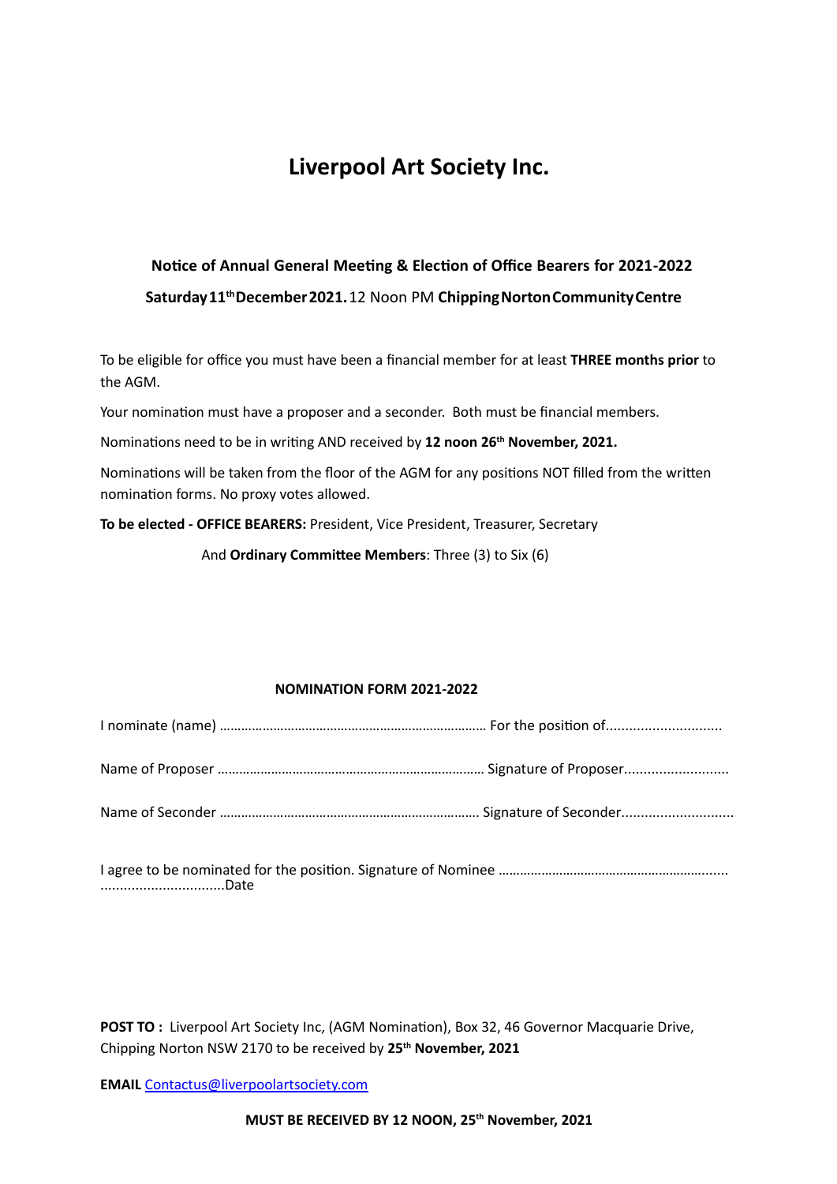# Liverpool Art Society Inc.

**Notice of Annual General Meeting & Election of Office Bearers for 2021-2022**

**Saturday 11th December 2021.** 12 Noon PM **Chipping Norton Community Centre**

To be eligible for office you must have been a financial member for at least **THREE months prior** to the AGM.

Your nomination must have a proposer and a seconder. Both must be financial members.

Nominations need to be in writing AND received by **12 noon 26th November, 2021.**

Nominations will be taken from the floor of the AGM for any positions NOT filled from the written nomination forms. No proxy votes allowed.

**To be elected - OFFICE BEARERS:** President, Vice President, Treasurer, Secretary

And **Ordinary Committee Members**: Three (3) to Six (6)

**NOMINATION FORM 2021-2022**

I nominate (name) ………………………………………………………………… For the position of.............................

Name of Proposer ………………………………………………………………… Signature of Proposer..........................

Name of Seconder ……………………………………………………………… Signature of Seconder............................

I agree to be nominated for the position. Signature of Nominee ……………………………………………………..... ................................Date

**POST TO :** Liverpool Art Society Inc, (AGM Nomination), Box 32, 46 Governor Macquarie Drive, Chipping Norton NSW 2170 to be received by **25th November, 2021**

**EMAIL** Contactus@liverpoolartsociety.com

**MUST BE RECEIVED BY 12 NOON, 25th November, 2021**